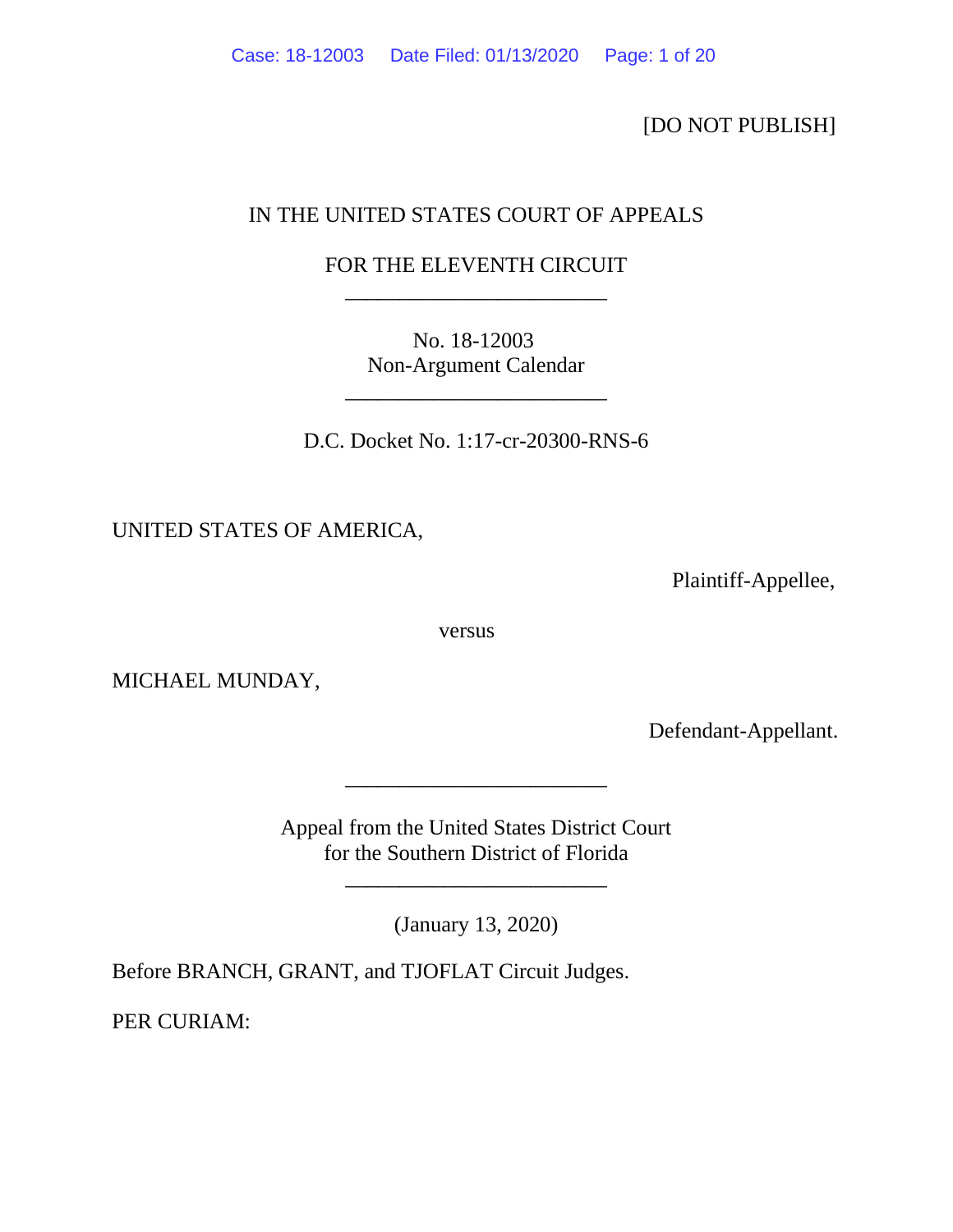[DO NOT PUBLISH]

IN THE UNITED STATES COURT OF APPEALS

FOR THE ELEVENTH CIRCUIT

________________________

No. 18-12003
Non-Argument Calendar

________________________

D.C. Docket No. 1:17-cr-20300-RNS-6

UNITED STATES OF AMERICA,

Plaintiff-Appellee,

versus

MICHAEL MUNDAY,

Defendant-Appellant.

________________________

Appeal from the United States District Court
for the Southern District of Florida

________________________

(January 13, 2020)

Before BRANCH, GRANT, and TJOFLAT Circuit Judges.

PER CURIAM: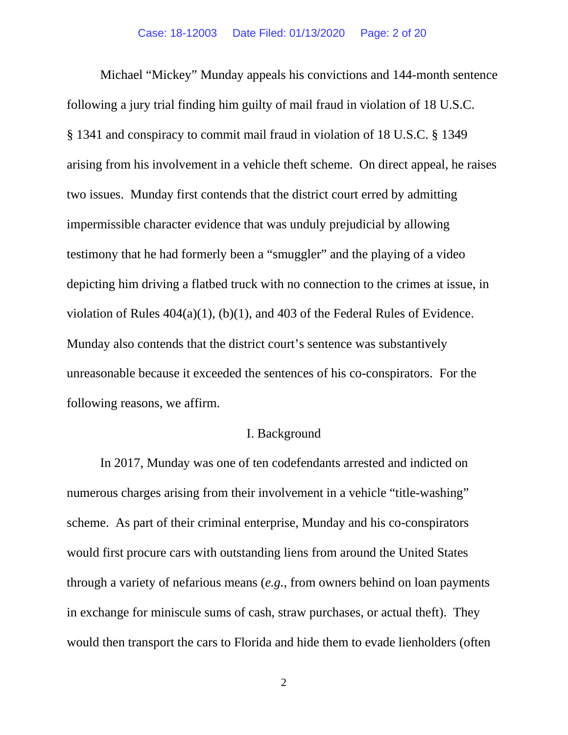Michael "Mickey" Munday appeals his convictions and 144-month sentence following a jury trial finding him guilty of mail fraud in violation of 18 U.S.C. § 1341 and conspiracy to commit mail fraud in violation of 18 U.S.C. § 1349 arising from his involvement in a vehicle theft scheme. On direct appeal, he raises two issues. Munday first contends that the district court erred by admitting impermissible character evidence that was unduly prejudicial by allowing testimony that he had formerly been a "smuggler" and the playing of a video depicting him driving a flatbed truck with no connection to the crimes at issue, in violation of Rules 404(a)(1), (b)(1), and 403 of the Federal Rules of Evidence. Munday also contends that the district court's sentence was substantively unreasonable because it exceeded the sentences of his co-conspirators. For the following reasons, we affirm.

## I. Background

In 2017, Munday was one of ten codefendants arrested and indicted on numerous charges arising from their involvement in a vehicle "title-washing" scheme. As part of their criminal enterprise, Munday and his co-conspirators would first procure cars with outstanding liens from around the United States through a variety of nefarious means (*e.g.*, from owners behind on loan payments in exchange for miniscule sums of cash, straw purchases, or actual theft). They would then transport the cars to Florida and hide them to evade lienholders (often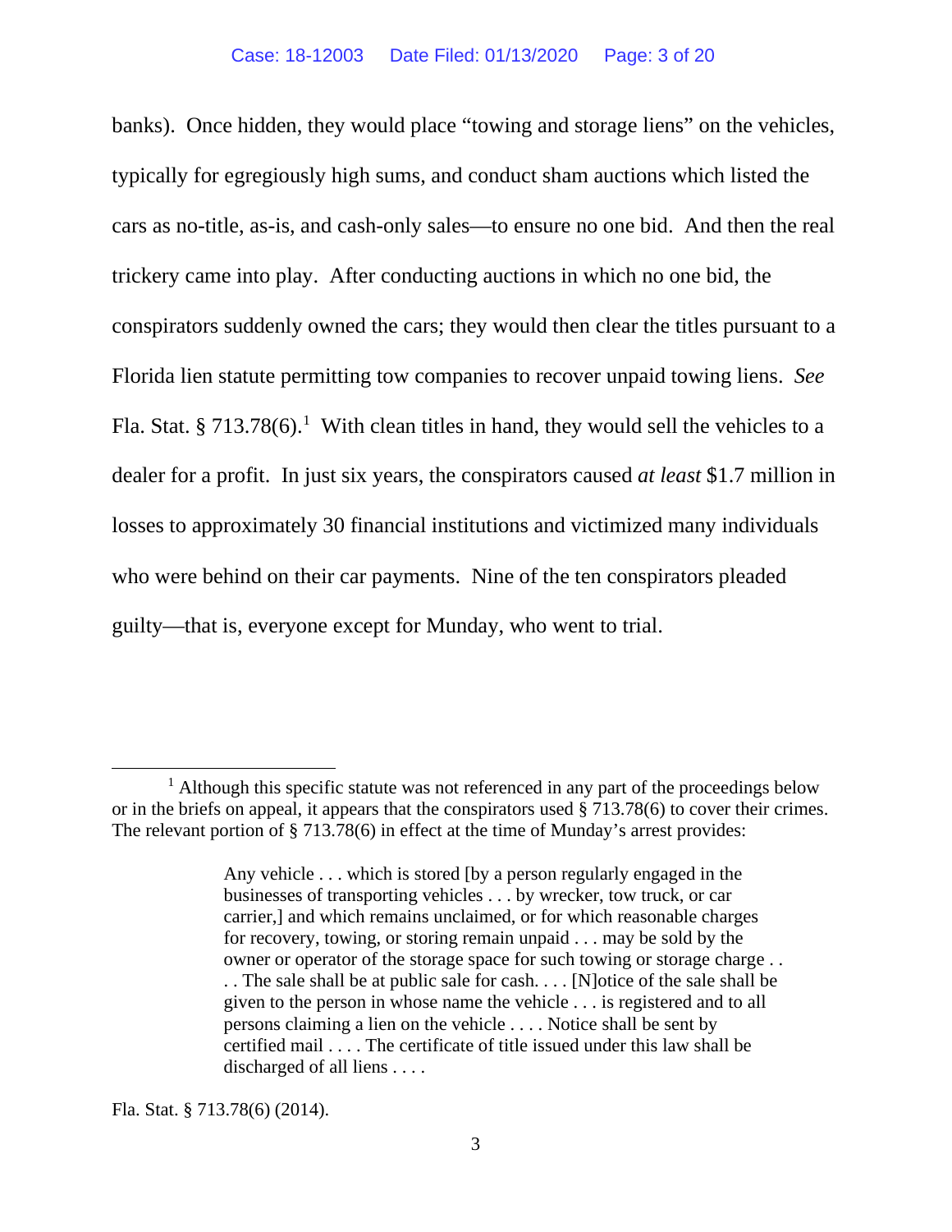banks). Once hidden, they would place "towing and storage liens" on the vehicles, typically for egregiously high sums, and conduct sham auctions which listed the cars as no-title, as-is, and cash-only sales—to ensure no one bid. And then the real trickery came into play. After conducting auctions in which no one bid, the conspirators suddenly owned the cars; they would then clear the titles pursuant to a Florida lien statute permitting tow companies to recover unpaid towing liens. *See* Fla. Stat. § 713.78(6).[1] With clean titles in hand, they would sell the vehicles to a dealer for a profit. In just six years, the conspirators caused *at least* $1.7 million in losses to approximately 30 financial institutions and victimized many individuals who were behind on their car payments. Nine of the ten conspirators pleaded guilty—that is, everyone except for Munday, who went to trial.

---

[1] Although this specific statute was not referenced in any part of the proceedings below or in the briefs on appeal, it appears that the conspirators used § 713.78(6) to cover their crimes. The relevant portion of § 713.78(6) in effect at the time of Munday's arrest provides:

> Any vehicle . . . which is stored [by a person regularly engaged in the businesses of transporting vehicles . . . by wrecker, tow truck, or car carrier,] and which remains unclaimed, or for which reasonable charges for recovery, towing, or storing remain unpaid . . . may be sold by the owner or operator of the storage space for such towing or storage charge . . . . The sale shall be at public sale for cash. . . . [N]otice of the sale shall be given to the person in whose name the vehicle . . . is registered and to all persons claiming a lien on the vehicle . . . . Notice shall be sent by certified mail . . . . The certificate of title issued under this law shall be discharged of all liens . . . .

Fla. Stat. § 713.78(6) (2014).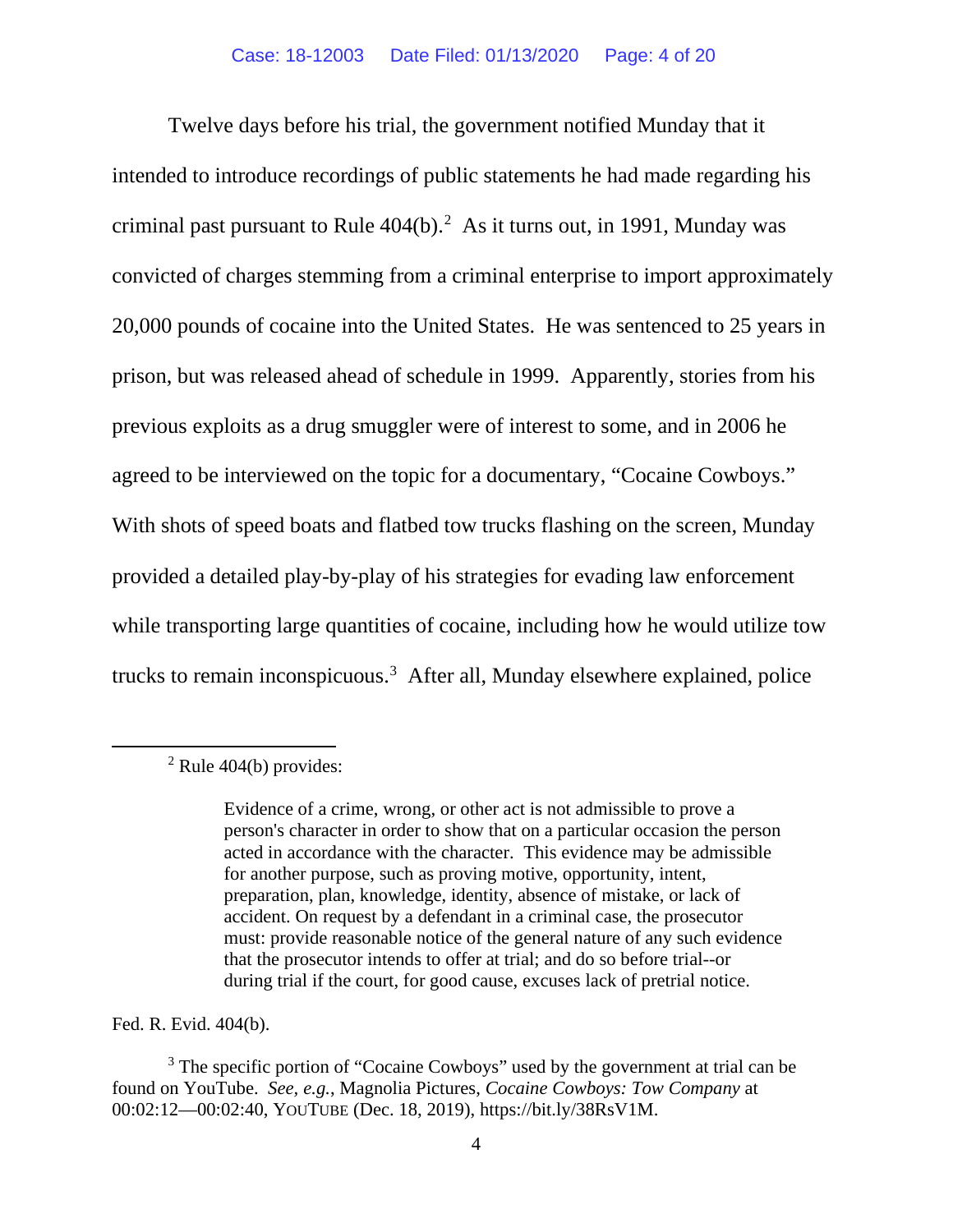Twelve days before his trial, the government notified Munday that it intended to introduce recordings of public statements he had made regarding his criminal past pursuant to Rule 404(b).[2] As it turns out, in 1991, Munday was convicted of charges stemming from a criminal enterprise to import approximately 20,000 pounds of cocaine into the United States. He was sentenced to 25 years in prison, but was released ahead of schedule in 1999. Apparently, stories from his previous exploits as a drug smuggler were of interest to some, and in 2006 he agreed to be interviewed on the topic for a documentary, "Cocaine Cowboys." With shots of speed boats and flatbed tow trucks flashing on the screen, Munday provided a detailed play-by-play of his strategies for evading law enforcement while transporting large quantities of cocaine, including how he would utilize tow trucks to remain inconspicuous.[3] After all, Munday elsewhere explained, police

---

[2] Rule 404(b) provides:

> Evidence of a crime, wrong, or other act is not admissible to prove a person's character in order to show that on a particular occasion the person acted in accordance with the character. This evidence may be admissible for another purpose, such as proving motive, opportunity, intent, preparation, plan, knowledge, identity, absence of mistake, or lack of accident. On request by a defendant in a criminal case, the prosecutor must: provide reasonable notice of the general nature of any such evidence that the prosecutor intends to offer at trial; and do so before trial--or during trial if the court, for good cause, excuses lack of pretrial notice.

Fed. R. Evid. 404(b).

[3] The specific portion of "Cocaine Cowboys" used by the government at trial can be found on YouTube. *See, e.g.*, Magnolia Pictures, *Cocaine Cowboys: Tow Company* at 00:02:12—00:02:40, YOUTUBE (Dec. 18, 2019), https://bit.ly/38RsV1M.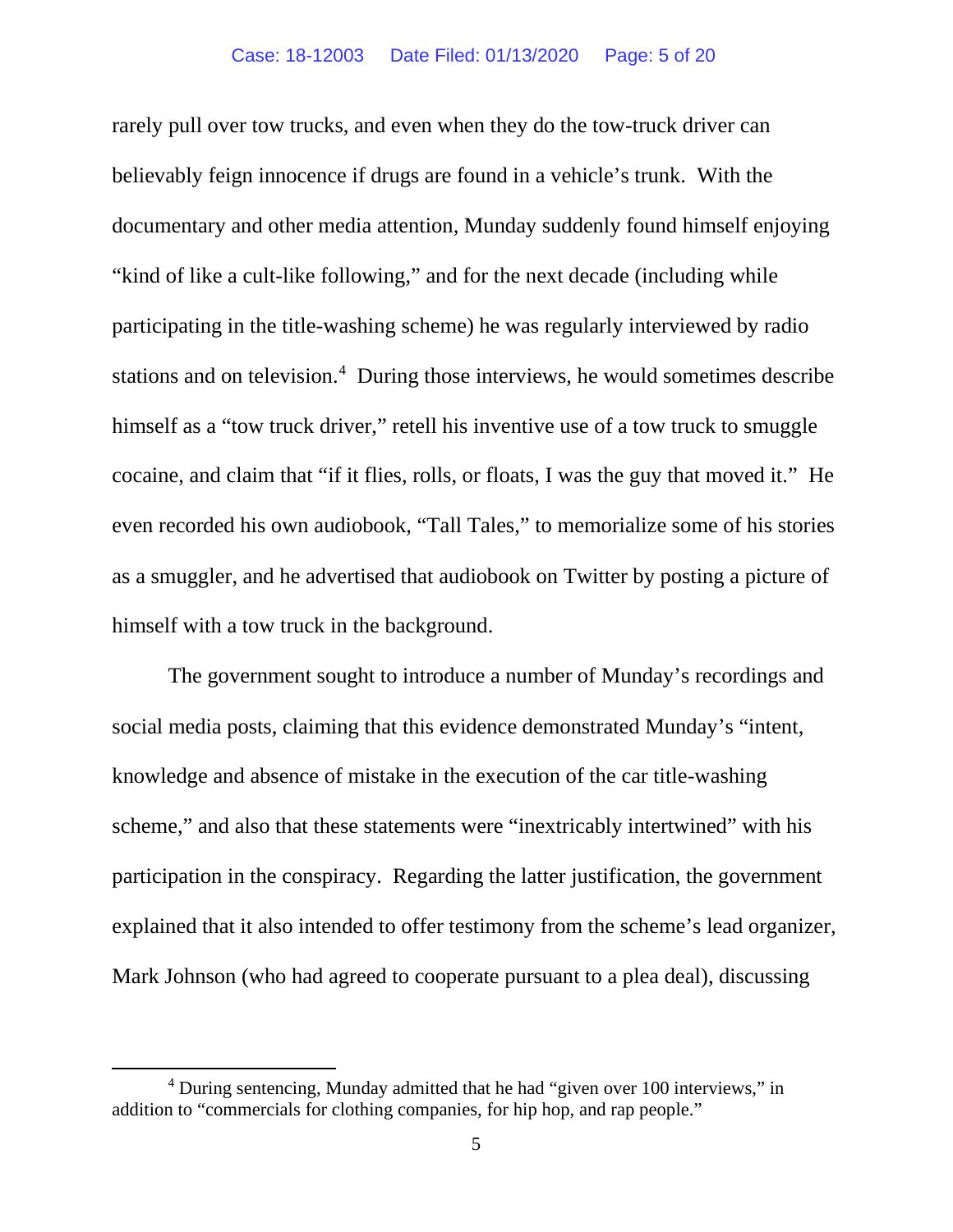rarely pull over tow trucks, and even when they do the tow-truck driver can believably feign innocence if drugs are found in a vehicle's trunk. With the documentary and other media attention, Munday suddenly found himself enjoying "kind of like a cult-like following," and for the next decade (including while participating in the title-washing scheme) he was regularly interviewed by radio stations and on television.[4] During those interviews, he would sometimes describe himself as a "tow truck driver," retell his inventive use of a tow truck to smuggle cocaine, and claim that "if it flies, rolls, or floats, I was the guy that moved it." He even recorded his own audiobook, "Tall Tales," to memorialize some of his stories as a smuggler, and he advertised that audiobook on Twitter by posting a picture of himself with a tow truck in the background.

The government sought to introduce a number of Munday's recordings and social media posts, claiming that this evidence demonstrated Munday's "intent, knowledge and absence of mistake in the execution of the car title-washing scheme," and also that these statements were "inextricably intertwined" with his participation in the conspiracy. Regarding the latter justification, the government explained that it also intended to offer testimony from the scheme's lead organizer, Mark Johnson (who had agreed to cooperate pursuant to a plea deal), discussing

[4] During sentencing, Munday admitted that he had "given over 100 interviews," in addition to "commercials for clothing companies, for hip hop, and rap people."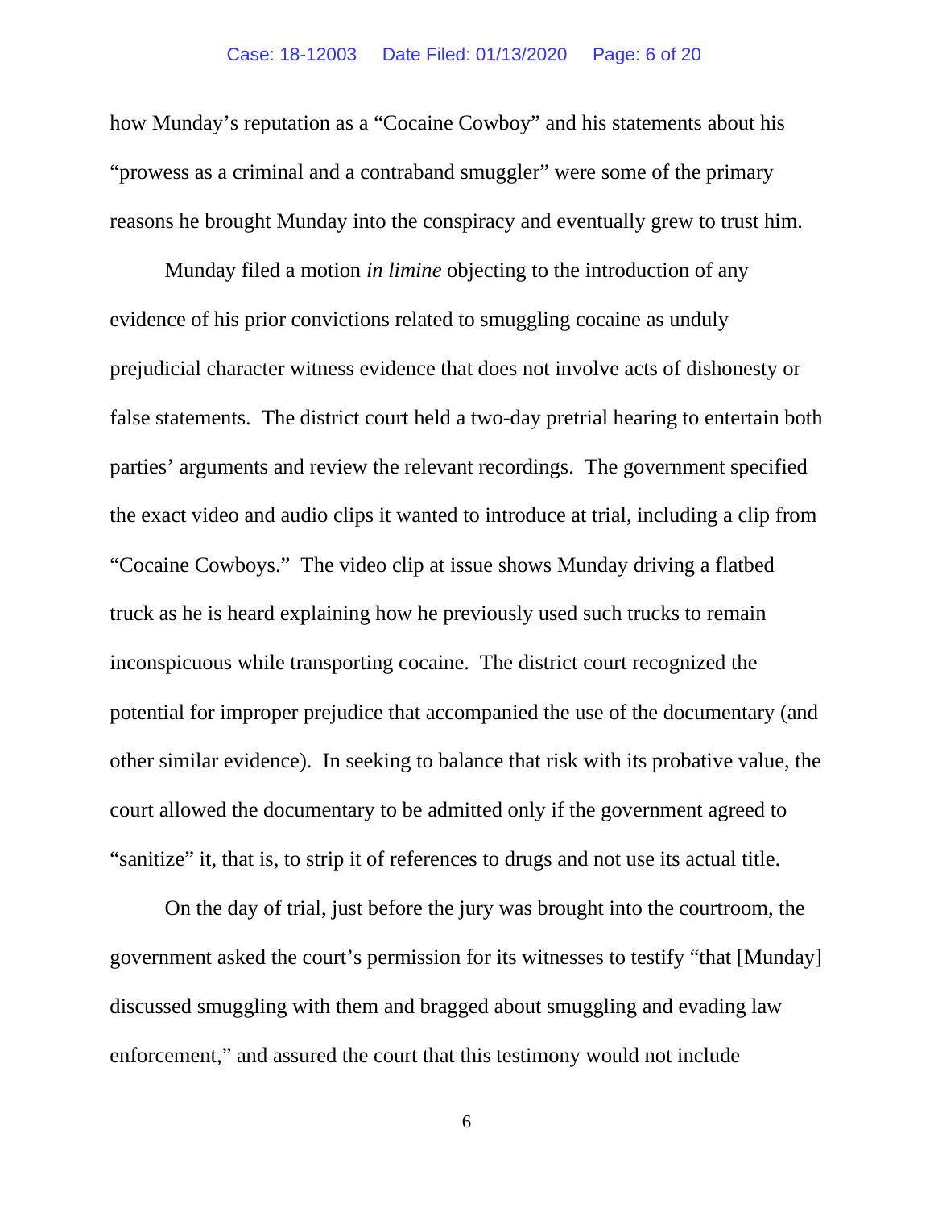how Munday's reputation as a "Cocaine Cowboy" and his statements about his "prowess as a criminal and a contraband smuggler" were some of the primary reasons he brought Munday into the conspiracy and eventually grew to trust him.

Munday filed a motion *in limine* objecting to the introduction of any evidence of his prior convictions related to smuggling cocaine as unduly prejudicial character witness evidence that does not involve acts of dishonesty or false statements. The district court held a two-day pretrial hearing to entertain both parties' arguments and review the relevant recordings. The government specified the exact video and audio clips it wanted to introduce at trial, including a clip from "Cocaine Cowboys." The video clip at issue shows Munday driving a flatbed truck as he is heard explaining how he previously used such trucks to remain inconspicuous while transporting cocaine. The district court recognized the potential for improper prejudice that accompanied the use of the documentary (and other similar evidence). In seeking to balance that risk with its probative value, the court allowed the documentary to be admitted only if the government agreed to "sanitize" it, that is, to strip it of references to drugs and not use its actual title.

On the day of trial, just before the jury was brought into the courtroom, the government asked the court's permission for its witnesses to testify "that [Munday] discussed smuggling with them and bragged about smuggling and evading law enforcement," and assured the court that this testimony would not include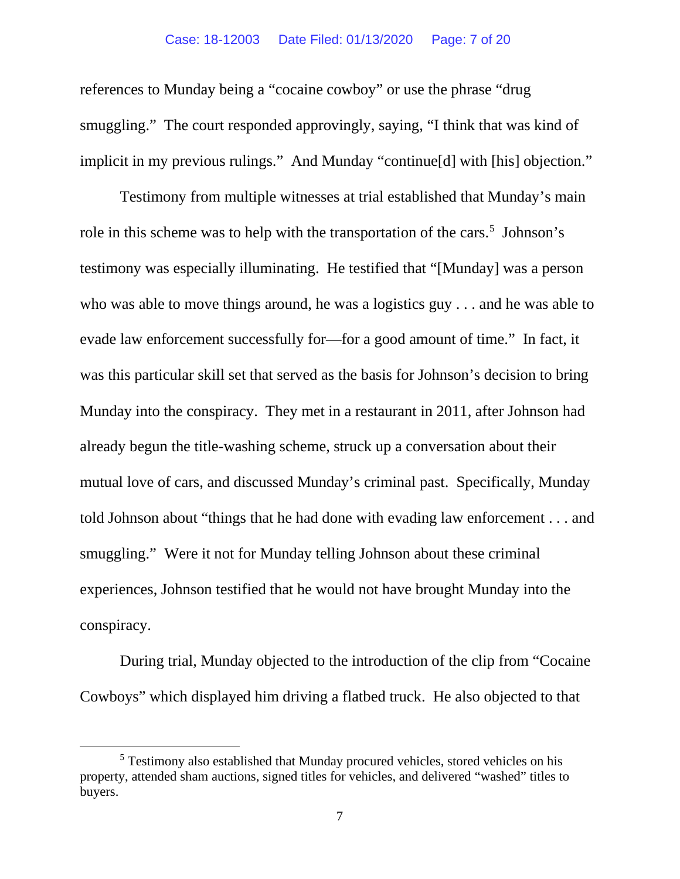references to Munday being a "cocaine cowboy" or use the phrase "drug smuggling." The court responded approvingly, saying, "I think that was kind of implicit in my previous rulings." And Munday "continue[d] with [his] objection."

Testimony from multiple witnesses at trial established that Munday's main role in this scheme was to help with the transportation of the cars.[5] Johnson's testimony was especially illuminating. He testified that "[Munday] was a person who was able to move things around, he was a logistics guy . . . and he was able to evade law enforcement successfully for—for a good amount of time." In fact, it was this particular skill set that served as the basis for Johnson's decision to bring Munday into the conspiracy. They met in a restaurant in 2011, after Johnson had already begun the title-washing scheme, struck up a conversation about their mutual love of cars, and discussed Munday's criminal past. Specifically, Munday told Johnson about "things that he had done with evading law enforcement . . . and smuggling." Were it not for Munday telling Johnson about these criminal experiences, Johnson testified that he would not have brought Munday into the conspiracy.

During trial, Munday objected to the introduction of the clip from "Cocaine Cowboys" which displayed him driving a flatbed truck. He also objected to that

---

[5] Testimony also established that Munday procured vehicles, stored vehicles on his property, attended sham auctions, signed titles for vehicles, and delivered "washed" titles to buyers.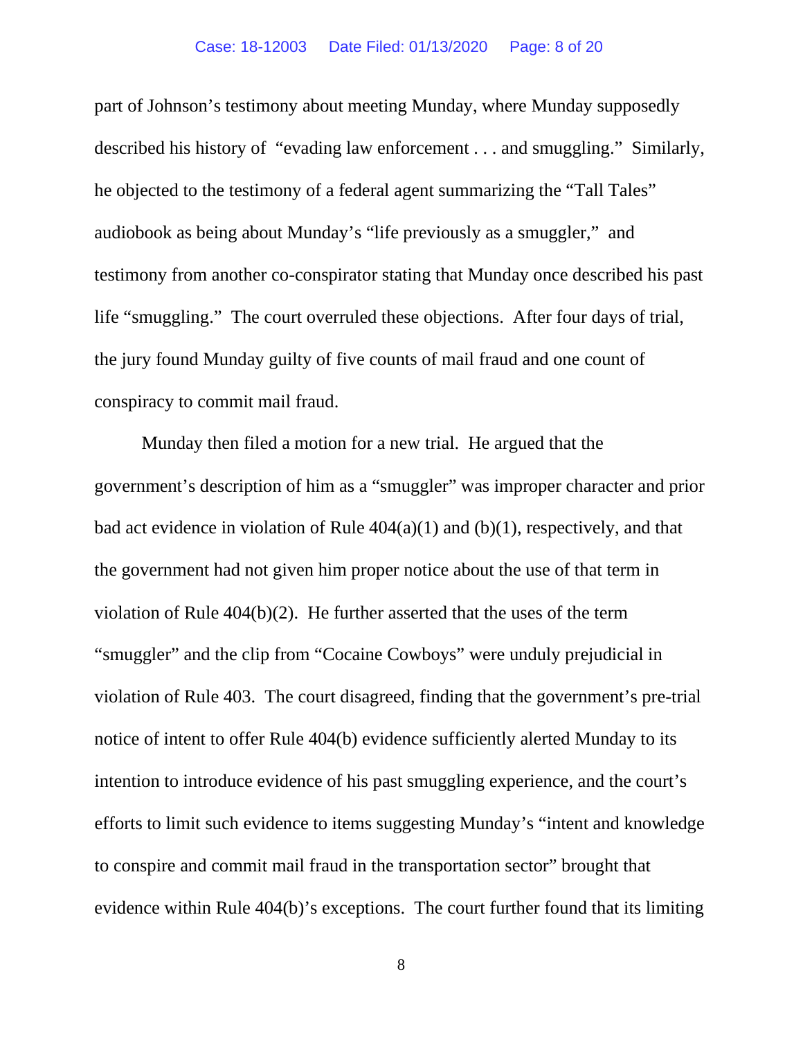part of Johnson's testimony about meeting Munday, where Munday supposedly described his history of "evading law enforcement . . . and smuggling." Similarly, he objected to the testimony of a federal agent summarizing the "Tall Tales" audiobook as being about Munday's "life previously as a smuggler," and testimony from another co-conspirator stating that Munday once described his past life "smuggling." The court overruled these objections. After four days of trial, the jury found Munday guilty of five counts of mail fraud and one count of conspiracy to commit mail fraud.

Munday then filed a motion for a new trial. He argued that the government's description of him as a "smuggler" was improper character and prior bad act evidence in violation of Rule 404(a)(1) and (b)(1), respectively, and that the government had not given him proper notice about the use of that term in violation of Rule 404(b)(2). He further asserted that the uses of the term "smuggler" and the clip from "Cocaine Cowboys" were unduly prejudicial in violation of Rule 403. The court disagreed, finding that the government's pre-trial notice of intent to offer Rule 404(b) evidence sufficiently alerted Munday to its intention to introduce evidence of his past smuggling experience, and the court's efforts to limit such evidence to items suggesting Munday's "intent and knowledge to conspire and commit mail fraud in the transportation sector" brought that evidence within Rule 404(b)'s exceptions. The court further found that its limiting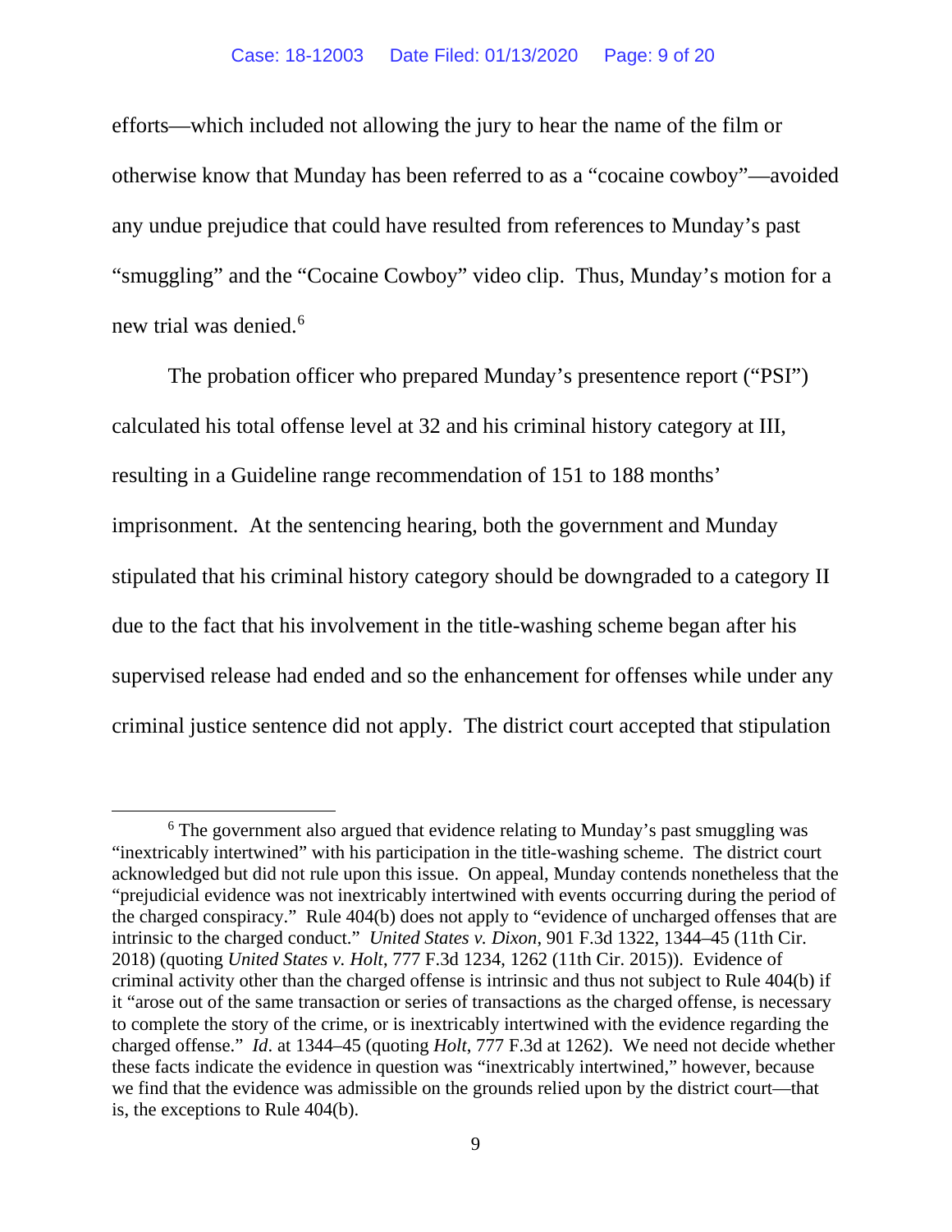efforts—which included not allowing the jury to hear the name of the film or otherwise know that Munday has been referred to as a "cocaine cowboy"—avoided any undue prejudice that could have resulted from references to Munday's past "smuggling" and the "Cocaine Cowboy" video clip. Thus, Munday's motion for a new trial was denied.[6]

The probation officer who prepared Munday's presentence report ("PSI") calculated his total offense level at 32 and his criminal history category at III, resulting in a Guideline range recommendation of 151 to 188 months' imprisonment. At the sentencing hearing, both the government and Munday stipulated that his criminal history category should be downgraded to a category II due to the fact that his involvement in the title-washing scheme began after his supervised release had ended and so the enhancement for offenses while under any criminal justice sentence did not apply. The district court accepted that stipulation

---

[6] The government also argued that evidence relating to Munday's past smuggling was "inextricably intertwined" with his participation in the title-washing scheme. The district court acknowledged but did not rule upon this issue. On appeal, Munday contends nonetheless that the "prejudicial evidence was not inextricably intertwined with events occurring during the period of the charged conspiracy." Rule 404(b) does not apply to "evidence of uncharged offenses that are intrinsic to the charged conduct." *United States v. Dixon*, 901 F.3d 1322, 1344–45 (11th Cir. 2018) (quoting *United States v. Holt*, 777 F.3d 1234, 1262 (11th Cir. 2015)). Evidence of criminal activity other than the charged offense is intrinsic and thus not subject to Rule 404(b) if it "arose out of the same transaction or series of transactions as the charged offense, is necessary to complete the story of the crime, or is inextricably intertwined with the evidence regarding the charged offense." *Id*. at 1344–45 (quoting *Holt*, 777 F.3d at 1262). We need not decide whether these facts indicate the evidence in question was "inextricably intertwined," however, because we find that the evidence was admissible on the grounds relied upon by the district court—that is, the exceptions to Rule 404(b).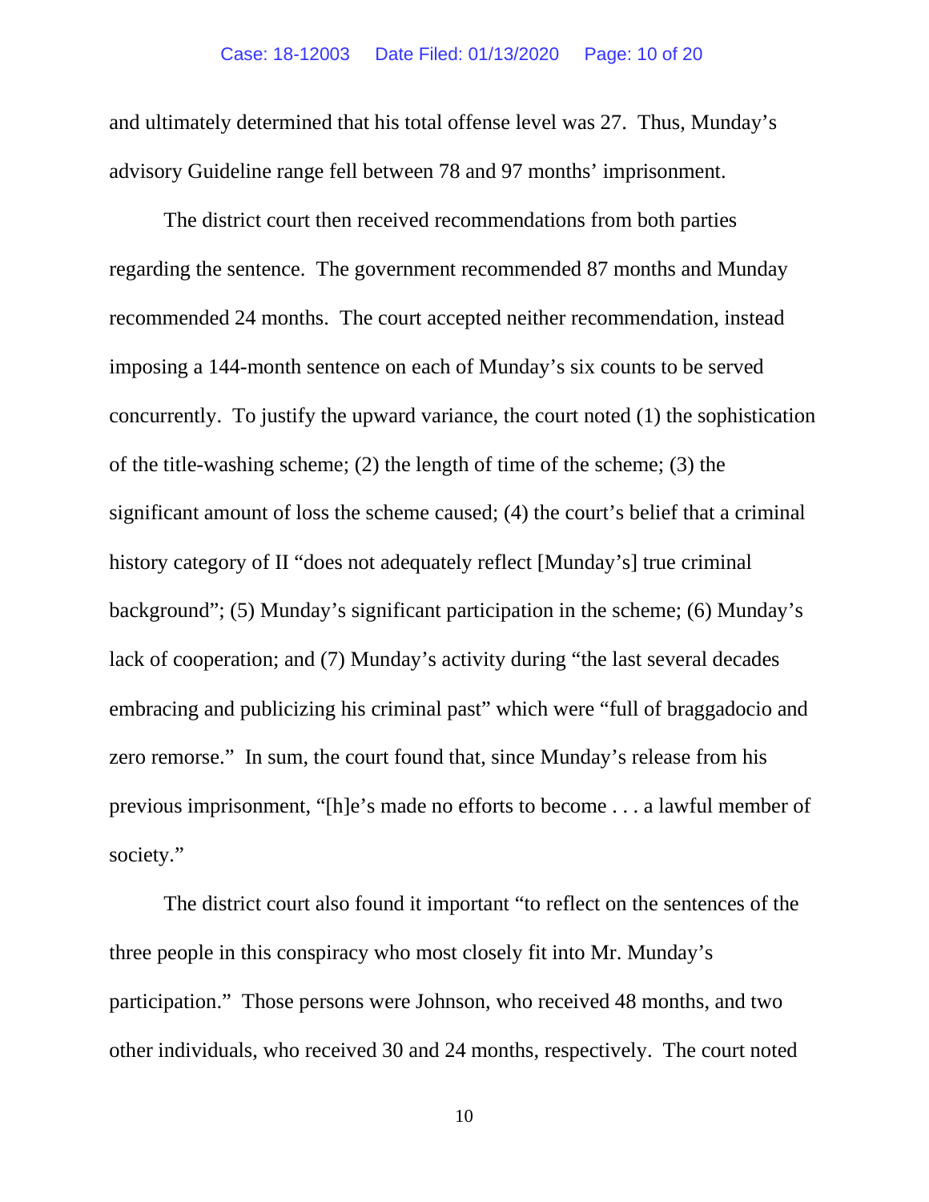and ultimately determined that his total offense level was 27. Thus, Munday's advisory Guideline range fell between 78 and 97 months' imprisonment.

The district court then received recommendations from both parties regarding the sentence. The government recommended 87 months and Munday recommended 24 months. The court accepted neither recommendation, instead imposing a 144-month sentence on each of Munday's six counts to be served concurrently. To justify the upward variance, the court noted (1) the sophistication of the title-washing scheme; (2) the length of time of the scheme; (3) the significant amount of loss the scheme caused; (4) the court's belief that a criminal history category of II "does not adequately reflect [Munday's] true criminal background"; (5) Munday's significant participation in the scheme; (6) Munday's lack of cooperation; and (7) Munday's activity during "the last several decades embracing and publicizing his criminal past" which were "full of braggadocio and zero remorse." In sum, the court found that, since Munday's release from his previous imprisonment, "[h]e's made no efforts to become . . . a lawful member of society."

The district court also found it important "to reflect on the sentences of the three people in this conspiracy who most closely fit into Mr. Munday's participation." Those persons were Johnson, who received 48 months, and two other individuals, who received 30 and 24 months, respectively. The court noted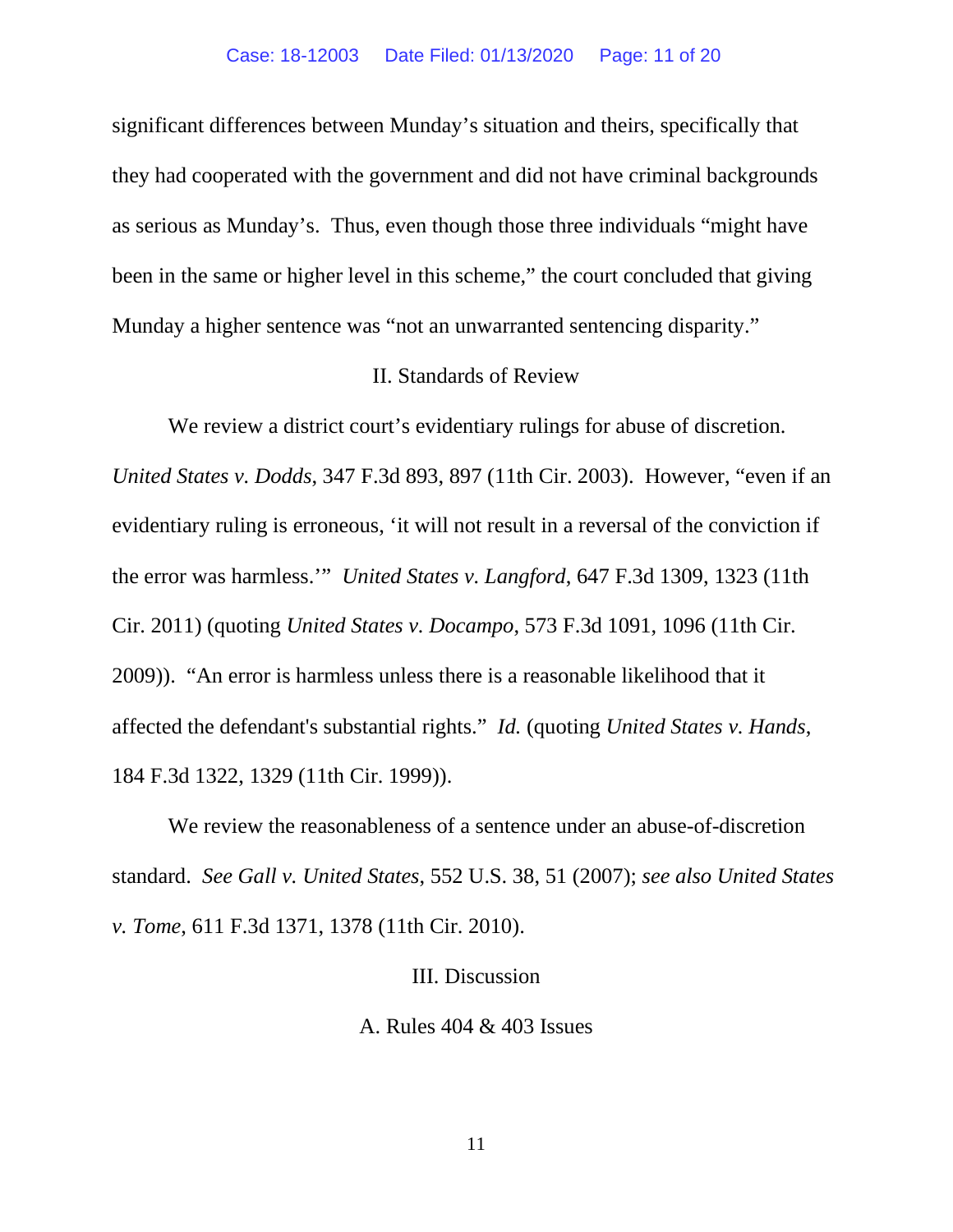significant differences between Munday's situation and theirs, specifically that they had cooperated with the government and did not have criminal backgrounds as serious as Munday's. Thus, even though those three individuals "might have been in the same or higher level in this scheme," the court concluded that giving Munday a higher sentence was "not an unwarranted sentencing disparity."

## II. Standards of Review

We review a district court's evidentiary rulings for abuse of discretion. *United States v. Dodds*, 347 F.3d 893, 897 (11th Cir. 2003). However, "even if an evidentiary ruling is erroneous, 'it will not result in a reversal of the conviction if the error was harmless.'" *United States v. Langford*, 647 F.3d 1309, 1323 (11th Cir. 2011) (quoting *United States v. Docampo*, 573 F.3d 1091, 1096 (11th Cir. 2009)). "An error is harmless unless there is a reasonable likelihood that it affected the defendant's substantial rights." *Id.* (quoting *United States v. Hands*, 184 F.3d 1322, 1329 (11th Cir. 1999)).

We review the reasonableness of a sentence under an abuse-of-discretion standard. *See Gall v. United States*, 552 U.S. 38, 51 (2007); *see also United States v. Tome*, 611 F.3d 1371, 1378 (11th Cir. 2010).

## III. Discussion

### A. Rules 404 & 403 Issues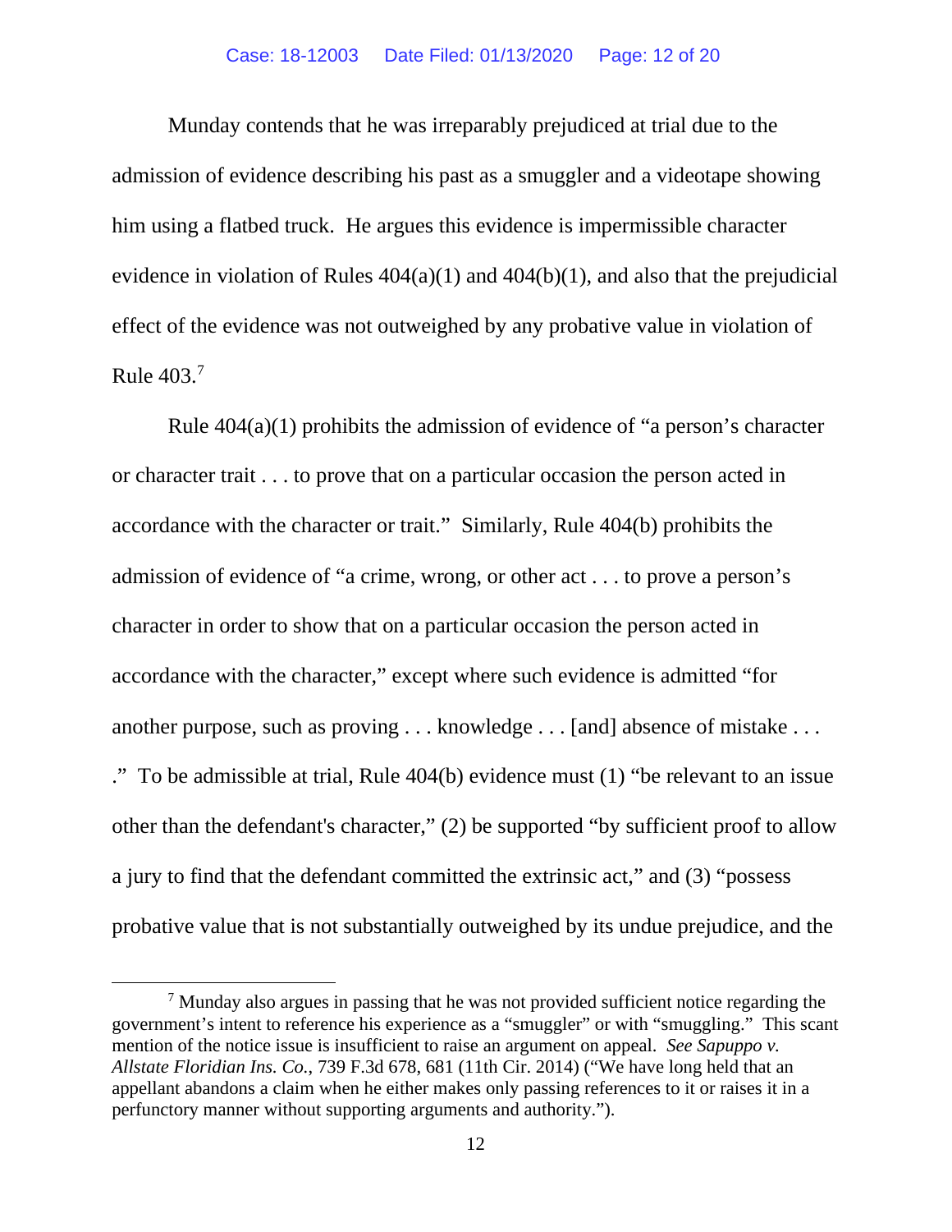Munday contends that he was irreparably prejudiced at trial due to the admission of evidence describing his past as a smuggler and a videotape showing him using a flatbed truck. He argues this evidence is impermissible character evidence in violation of Rules 404(a)(1) and 404(b)(1), and also that the prejudicial effect of the evidence was not outweighed by any probative value in violation of Rule 403.[7]

Rule 404(a)(1) prohibits the admission of evidence of "a person's character or character trait . . . to prove that on a particular occasion the person acted in accordance with the character or trait." Similarly, Rule 404(b) prohibits the admission of evidence of "a crime, wrong, or other act . . . to prove a person's character in order to show that on a particular occasion the person acted in accordance with the character," except where such evidence is admitted "for another purpose, such as proving . . . knowledge . . . [and] absence of mistake . . . ." To be admissible at trial, Rule 404(b) evidence must (1) "be relevant to an issue other than the defendant's character," (2) be supported "by sufficient proof to allow a jury to find that the defendant committed the extrinsic act," and (3) "possess probative value that is not substantially outweighed by its undue prejudice, and the

---

[7] Munday also argues in passing that he was not provided sufficient notice regarding the government's intent to reference his experience as a "smuggler" or with "smuggling." This scant mention of the notice issue is insufficient to raise an argument on appeal. *See Sapuppo v. Allstate Floridian Ins. Co.*, 739 F.3d 678, 681 (11th Cir. 2014) ("We have long held that an appellant abandons a claim when he either makes only passing references to it or raises it in a perfunctory manner without supporting arguments and authority.").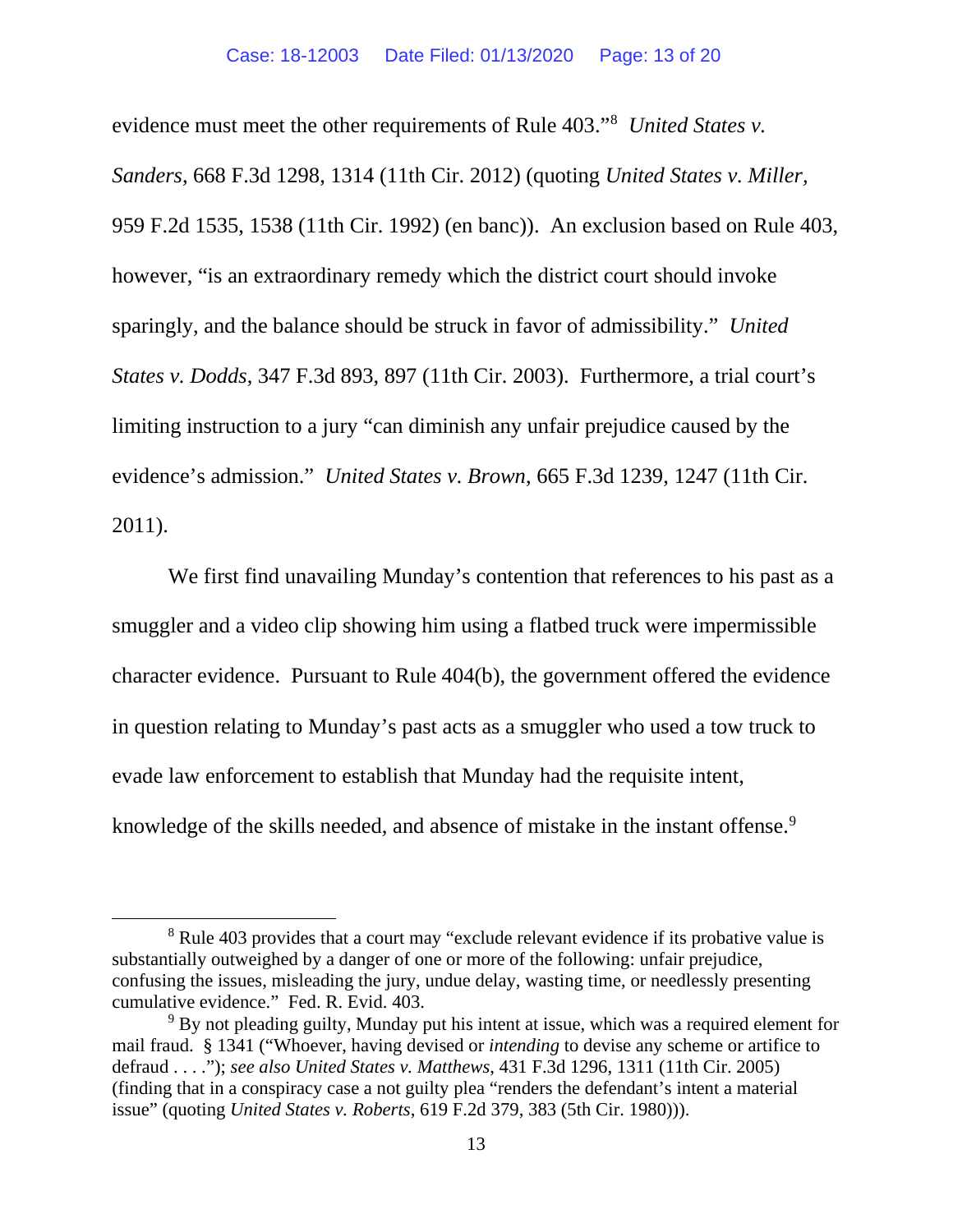evidence must meet the other requirements of Rule 403."[8] *United States v. Sanders*, 668 F.3d 1298, 1314 (11th Cir. 2012) (quoting *United States v. Miller*, 959 F.2d 1535, 1538 (11th Cir. 1992) (en banc)). An exclusion based on Rule 403, however, "is an extraordinary remedy which the district court should invoke sparingly, and the balance should be struck in favor of admissibility." *United States v. Dodds*, 347 F.3d 893, 897 (11th Cir. 2003). Furthermore, a trial court's limiting instruction to a jury "can diminish any unfair prejudice caused by the evidence's admission." *United States v. Brown*, 665 F.3d 1239, 1247 (11th Cir. 2011).

We first find unavailing Munday's contention that references to his past as a smuggler and a video clip showing him using a flatbed truck were impermissible character evidence. Pursuant to Rule 404(b), the government offered the evidence in question relating to Munday's past acts as a smuggler who used a tow truck to evade law enforcement to establish that Munday had the requisite intent, knowledge of the skills needed, and absence of mistake in the instant offense.[9]

---

[8] Rule 403 provides that a court may "exclude relevant evidence if its probative value is substantially outweighed by a danger of one or more of the following: unfair prejudice, confusing the issues, misleading the jury, undue delay, wasting time, or needlessly presenting cumulative evidence." Fed. R. Evid. 403.

[9] By not pleading guilty, Munday put his intent at issue, which was a required element for mail fraud. § 1341 ("Whoever, having devised or *intending* to devise any scheme or artifice to defraud . . . ."); *see also United States v. Matthews*, 431 F.3d 1296, 1311 (11th Cir. 2005) (finding that in a conspiracy case a not guilty plea "renders the defendant's intent a material issue" (quoting *United States v. Roberts*, 619 F.2d 379, 383 (5th Cir. 1980))).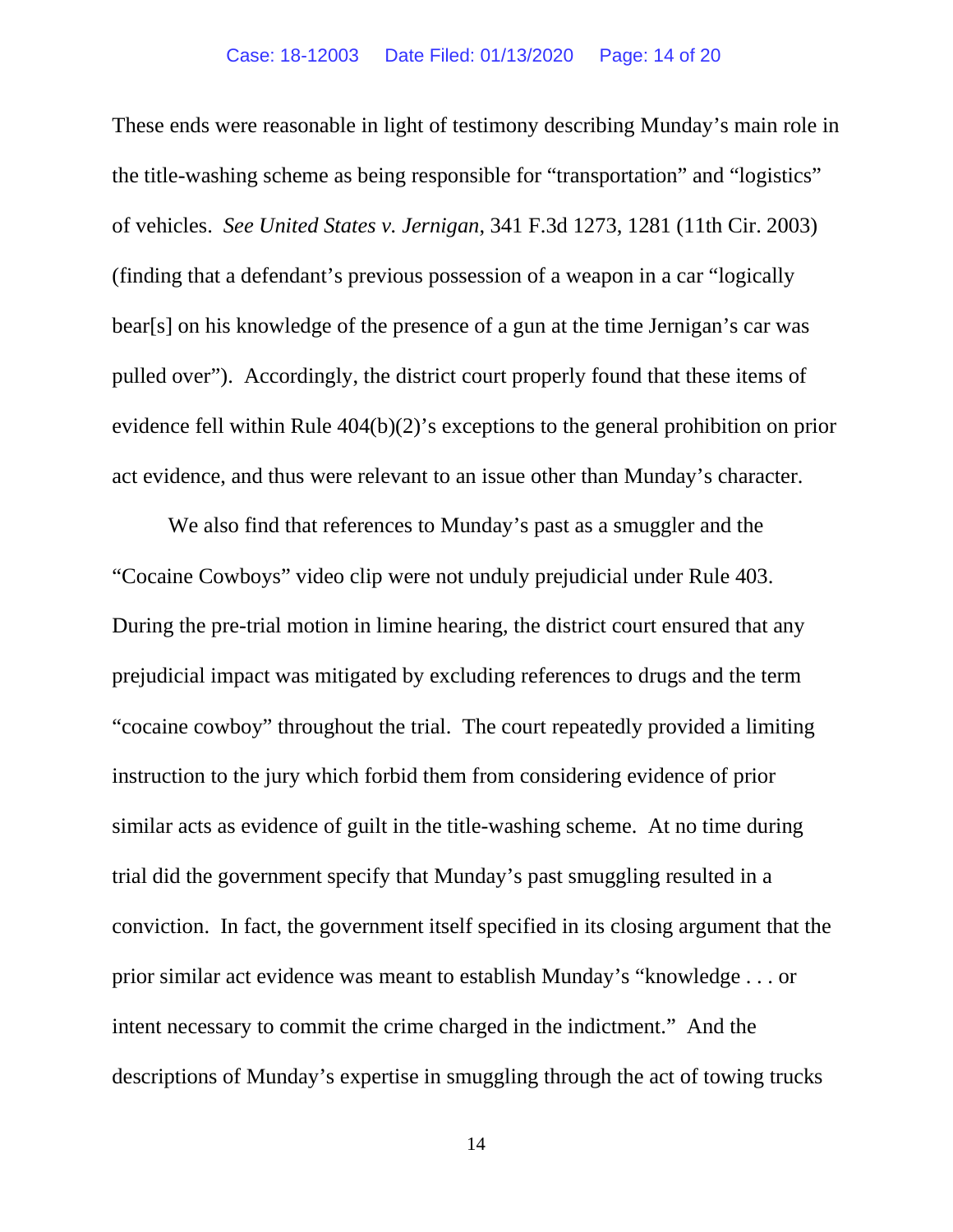These ends were reasonable in light of testimony describing Munday's main role in the title-washing scheme as being responsible for "transportation" and "logistics" of vehicles. *See United States v. Jernigan*, 341 F.3d 1273, 1281 (11th Cir. 2003) (finding that a defendant's previous possession of a weapon in a car "logically bear[s] on his knowledge of the presence of a gun at the time Jernigan's car was pulled over"). Accordingly, the district court properly found that these items of evidence fell within Rule 404(b)(2)'s exceptions to the general prohibition on prior act evidence, and thus were relevant to an issue other than Munday's character.

We also find that references to Munday's past as a smuggler and the "Cocaine Cowboys" video clip were not unduly prejudicial under Rule 403. During the pre-trial motion in limine hearing, the district court ensured that any prejudicial impact was mitigated by excluding references to drugs and the term "cocaine cowboy" throughout the trial. The court repeatedly provided a limiting instruction to the jury which forbid them from considering evidence of prior similar acts as evidence of guilt in the title-washing scheme. At no time during trial did the government specify that Munday's past smuggling resulted in a conviction. In fact, the government itself specified in its closing argument that the prior similar act evidence was meant to establish Munday's "knowledge . . . or intent necessary to commit the crime charged in the indictment." And the descriptions of Munday's expertise in smuggling through the act of towing trucks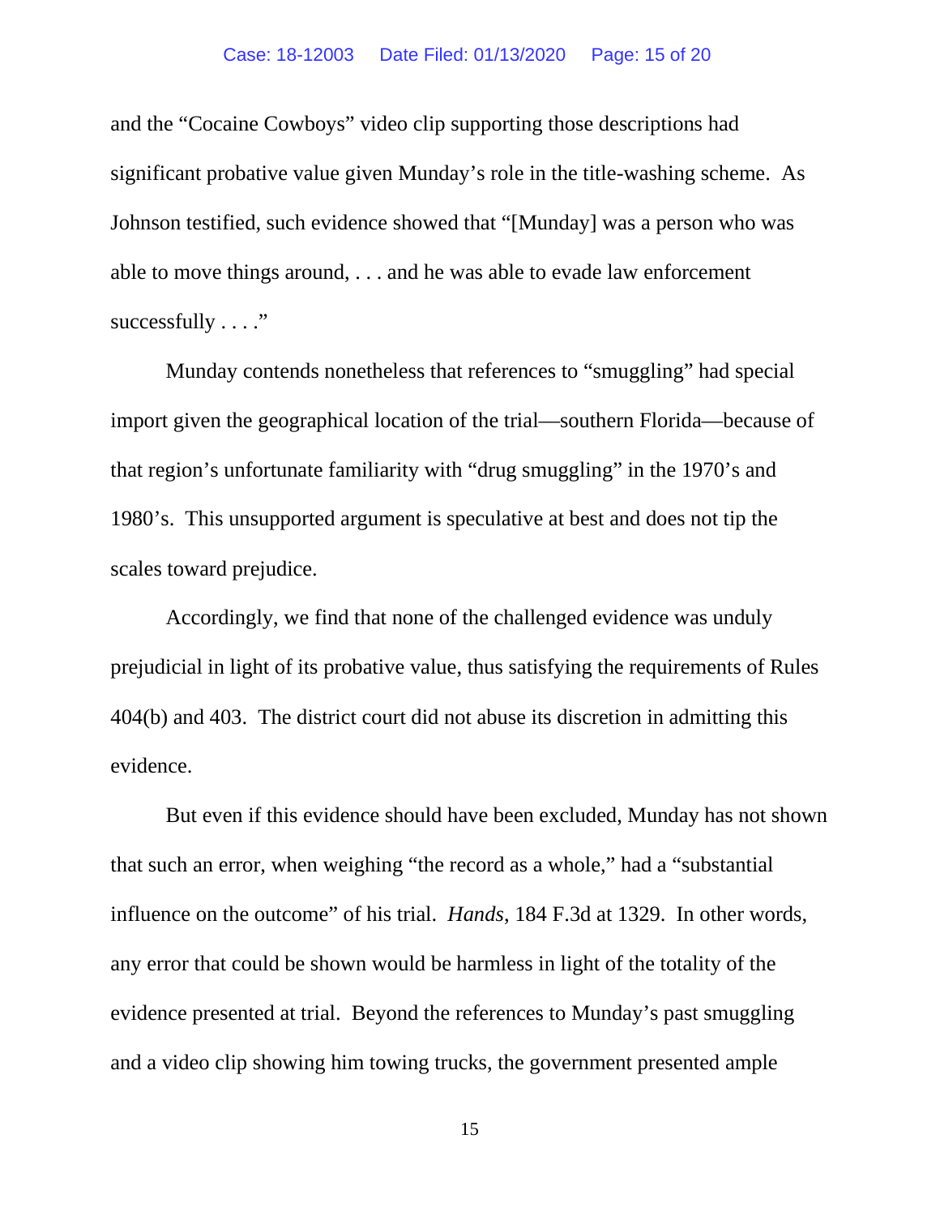and the "Cocaine Cowboys" video clip supporting those descriptions had significant probative value given Munday's role in the title-washing scheme. As Johnson testified, such evidence showed that "[Munday] was a person who was able to move things around, . . . and he was able to evade law enforcement successfully . . . ."

Munday contends nonetheless that references to "smuggling" had special import given the geographical location of the trial—southern Florida—because of that region's unfortunate familiarity with "drug smuggling" in the 1970's and 1980's. This unsupported argument is speculative at best and does not tip the scales toward prejudice.

Accordingly, we find that none of the challenged evidence was unduly prejudicial in light of its probative value, thus satisfying the requirements of Rules 404(b) and 403. The district court did not abuse its discretion in admitting this evidence.

But even if this evidence should have been excluded, Munday has not shown that such an error, when weighing "the record as a whole," had a "substantial influence on the outcome" of his trial. *Hands*, 184 F.3d at 1329. In other words, any error that could be shown would be harmless in light of the totality of the evidence presented at trial. Beyond the references to Munday's past smuggling and a video clip showing him towing trucks, the government presented ample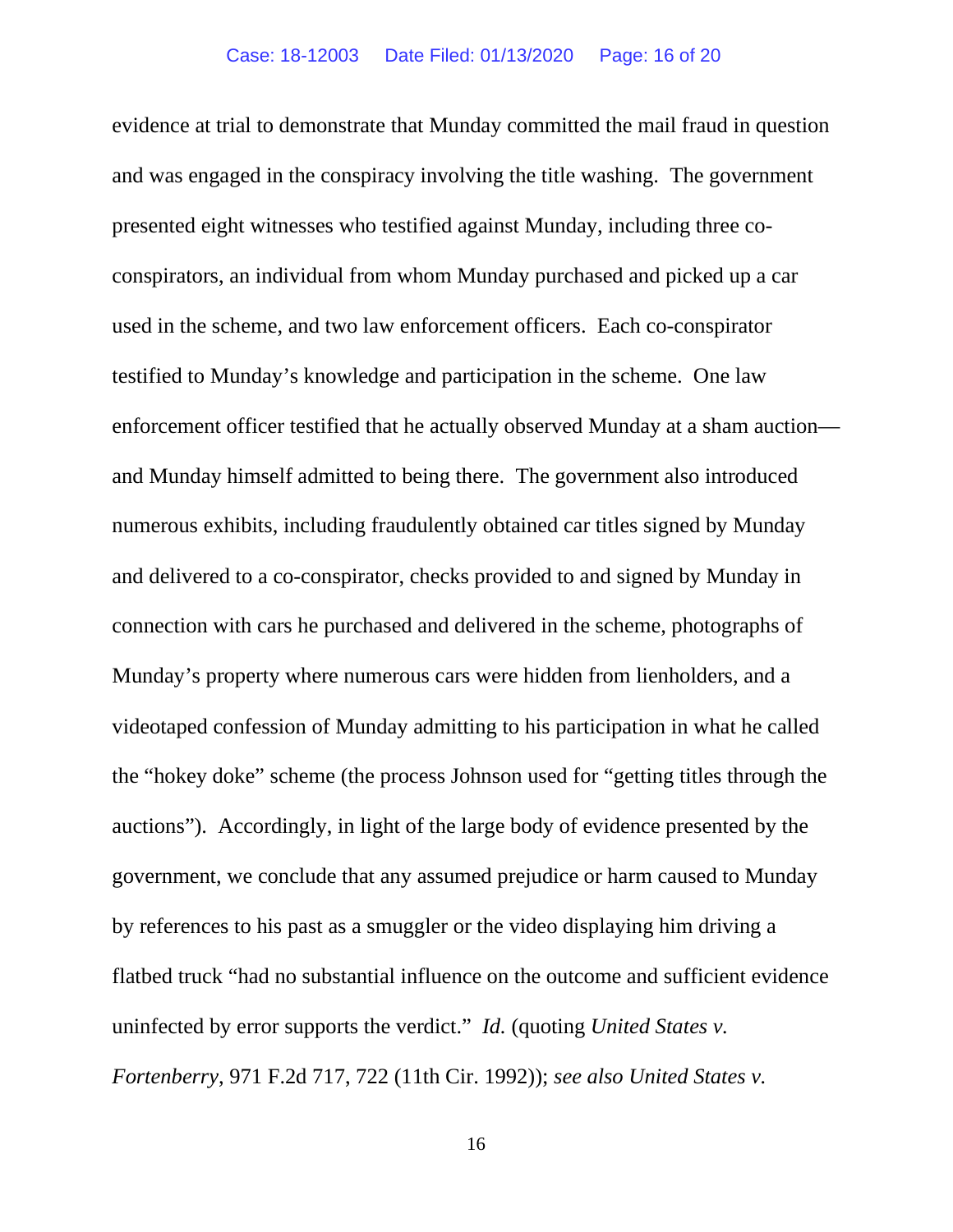evidence at trial to demonstrate that Munday committed the mail fraud in question and was engaged in the conspiracy involving the title washing. The government presented eight witnesses who testified against Munday, including three co-conspirators, an individual from whom Munday purchased and picked up a car used in the scheme, and two law enforcement officers. Each co-conspirator testified to Munday's knowledge and participation in the scheme. One law enforcement officer testified that he actually observed Munday at a sham auction—and Munday himself admitted to being there. The government also introduced numerous exhibits, including fraudulently obtained car titles signed by Munday and delivered to a co-conspirator, checks provided to and signed by Munday in connection with cars he purchased and delivered in the scheme, photographs of Munday's property where numerous cars were hidden from lienholders, and a videotaped confession of Munday admitting to his participation in what he called the "hokey doke" scheme (the process Johnson used for "getting titles through the auctions"). Accordingly, in light of the large body of evidence presented by the government, we conclude that any assumed prejudice or harm caused to Munday by references to his past as a smuggler or the video displaying him driving a flatbed truck "had no substantial influence on the outcome and sufficient evidence uninfected by error supports the verdict." *Id.* (quoting *United States v. Fortenberry*, 971 F.2d 717, 722 (11th Cir. 1992)); *see also United States v.*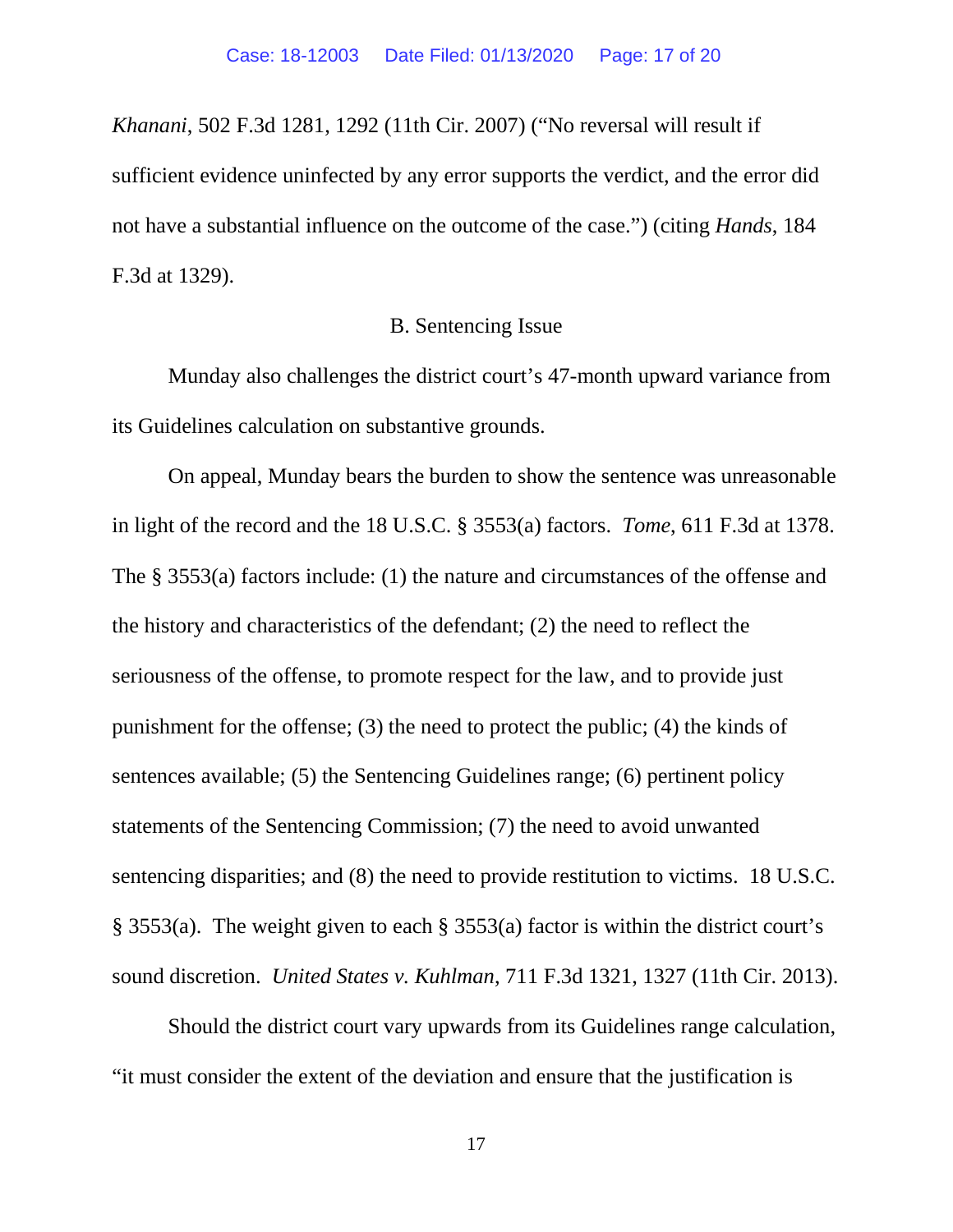*Khanani*, 502 F.3d 1281, 1292 (11th Cir. 2007) ("No reversal will result if sufficient evidence uninfected by any error supports the verdict, and the error did not have a substantial influence on the outcome of the case.") (citing *Hands*, 184 F.3d at 1329).

B. Sentencing Issue

Munday also challenges the district court's 47-month upward variance from its Guidelines calculation on substantive grounds.

On appeal, Munday bears the burden to show the sentence was unreasonable in light of the record and the 18 U.S.C. § 3553(a) factors. *Tome*, 611 F.3d at 1378. The § 3553(a) factors include: (1) the nature and circumstances of the offense and the history and characteristics of the defendant; (2) the need to reflect the seriousness of the offense, to promote respect for the law, and to provide just punishment for the offense; (3) the need to protect the public; (4) the kinds of sentences available; (5) the Sentencing Guidelines range; (6) pertinent policy statements of the Sentencing Commission; (7) the need to avoid unwanted sentencing disparities; and (8) the need to provide restitution to victims. 18 U.S.C. § 3553(a). The weight given to each § 3553(a) factor is within the district court's sound discretion. *United States v. Kuhlman*, 711 F.3d 1321, 1327 (11th Cir. 2013).

Should the district court vary upwards from its Guidelines range calculation, "it must consider the extent of the deviation and ensure that the justification is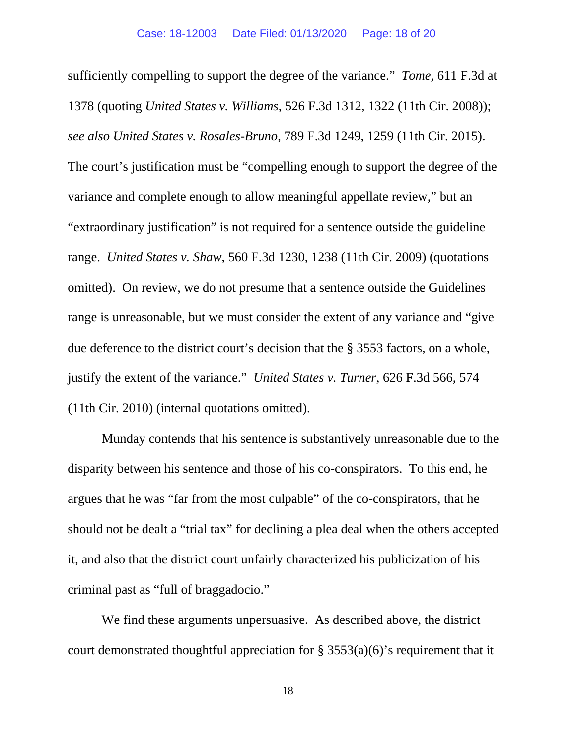sufficiently compelling to support the degree of the variance." *Tome*, 611 F.3d at 1378 (quoting *United States v. Williams*, 526 F.3d 1312, 1322 (11th Cir. 2008)); *see also United States v. Rosales-Bruno*, 789 F.3d 1249, 1259 (11th Cir. 2015). The court's justification must be "compelling enough to support the degree of the variance and complete enough to allow meaningful appellate review," but an "extraordinary justification" is not required for a sentence outside the guideline range. *United States v. Shaw*, 560 F.3d 1230, 1238 (11th Cir. 2009) (quotations omitted). On review, we do not presume that a sentence outside the Guidelines range is unreasonable, but we must consider the extent of any variance and "give due deference to the district court's decision that the § 3553 factors, on a whole, justify the extent of the variance." *United States v. Turner*, 626 F.3d 566, 574 (11th Cir. 2010) (internal quotations omitted).

Munday contends that his sentence is substantively unreasonable due to the disparity between his sentence and those of his co-conspirators. To this end, he argues that he was "far from the most culpable" of the co-conspirators, that he should not be dealt a "trial tax" for declining a plea deal when the others accepted it, and also that the district court unfairly characterized his publicization of his criminal past as "full of braggadocio."

We find these arguments unpersuasive. As described above, the district court demonstrated thoughtful appreciation for § 3553(a)(6)'s requirement that it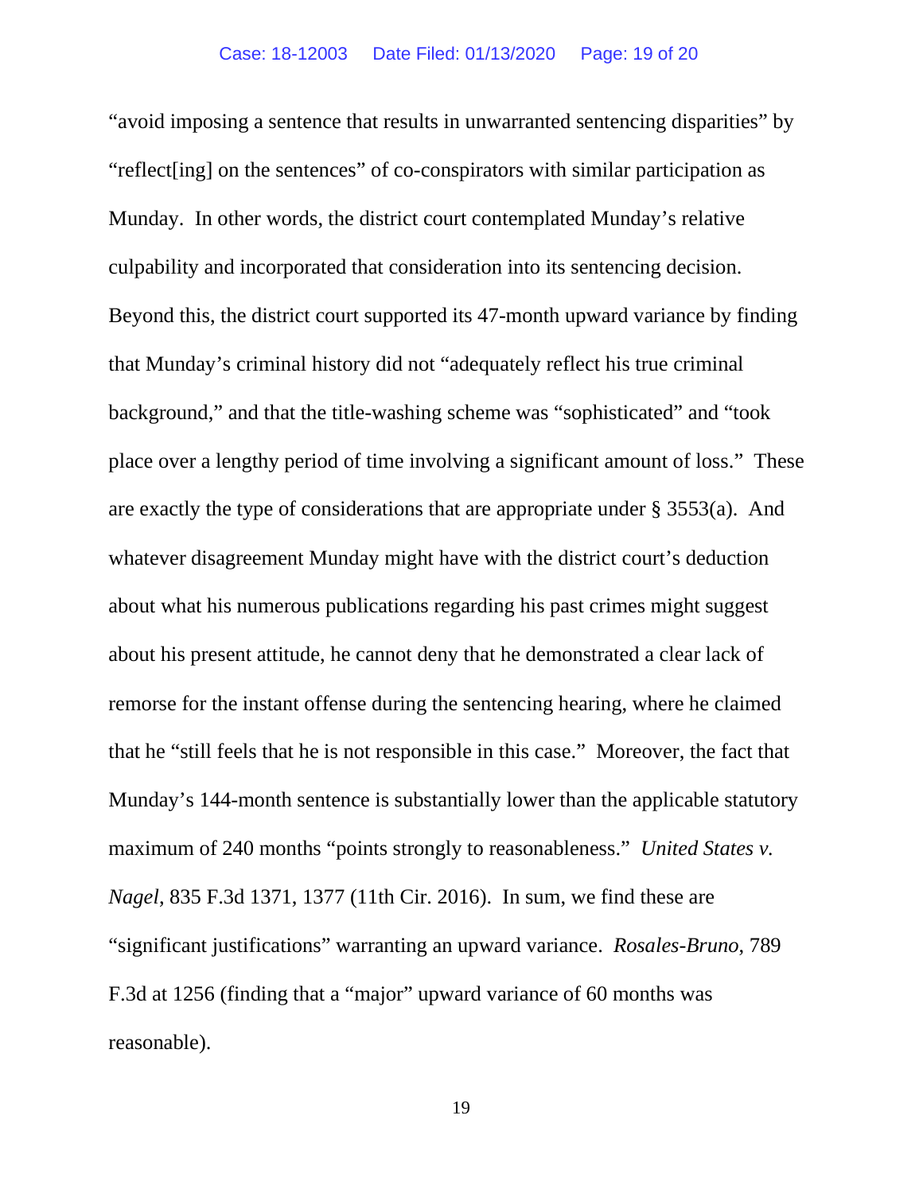"avoid imposing a sentence that results in unwarranted sentencing disparities" by "reflect[ing] on the sentences" of co-conspirators with similar participation as Munday. In other words, the district court contemplated Munday's relative culpability and incorporated that consideration into its sentencing decision. Beyond this, the district court supported its 47-month upward variance by finding that Munday's criminal history did not "adequately reflect his true criminal background," and that the title-washing scheme was "sophisticated" and "took place over a lengthy period of time involving a significant amount of loss." These are exactly the type of considerations that are appropriate under § 3553(a). And whatever disagreement Munday might have with the district court's deduction about what his numerous publications regarding his past crimes might suggest about his present attitude, he cannot deny that he demonstrated a clear lack of remorse for the instant offense during the sentencing hearing, where he claimed that he "still feels that he is not responsible in this case." Moreover, the fact that Munday's 144-month sentence is substantially lower than the applicable statutory maximum of 240 months "points strongly to reasonableness." *United States v. Nagel*, 835 F.3d 1371, 1377 (11th Cir. 2016). In sum, we find these are "significant justifications" warranting an upward variance. *Rosales-Bruno*, 789 F.3d at 1256 (finding that a "major" upward variance of 60 months was reasonable).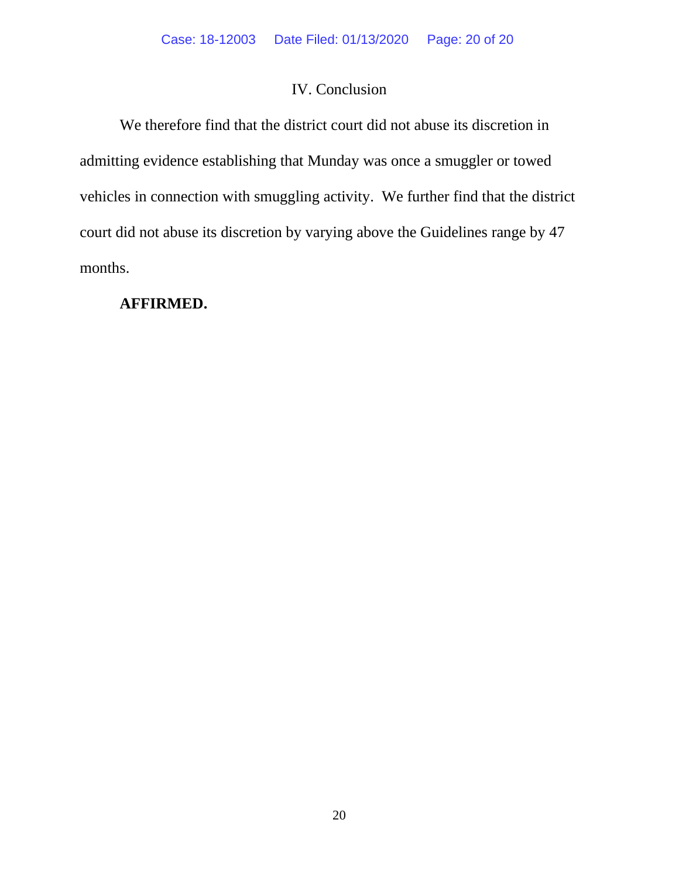## IV. Conclusion

We therefore find that the district court did not abuse its discretion in admitting evidence establishing that Munday was once a smuggler or towed vehicles in connection with smuggling activity. We further find that the district court did not abuse its discretion by varying above the Guidelines range by 47 months.

**AFFIRMED.**